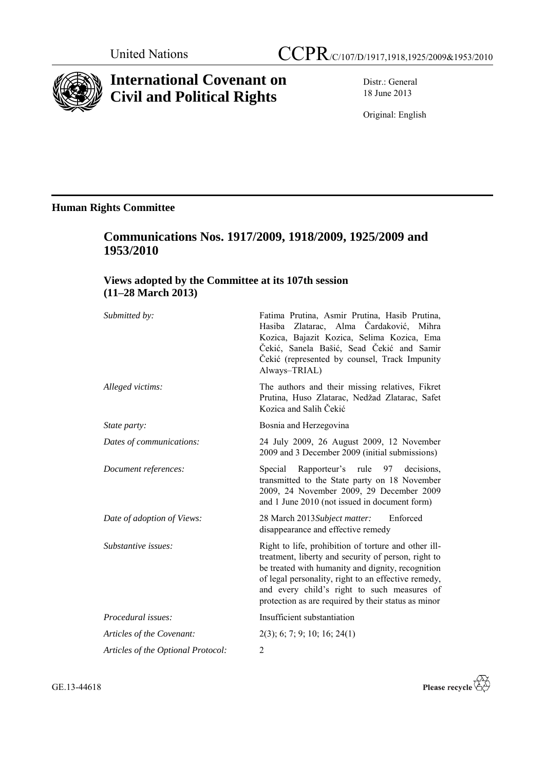United Nations

# CCPR/C/107/D/1917,1918,1925/2009&1953/2010

# International Covenant on Civil and Political Rights

Distr.: General
18 June 2013

Original: English

## Human Rights Committee

## Communications Nos. 1917/2009, 1918/2009, 1925/2009 and 1953/2010

### Views adopted by the Committee at its 107th session (11–28 March 2013)

| | |
|---|---|
| *Submitted by:* | Fatima Prutina, Asmir Prutina, Hasib Prutina, Hasiba Zlatarac, Alma Čardaković, Mihra Kozica, Bajazit Kozica, Selima Kozica, Ema Čekić, Sanela Bašić, Sead Čekić and Samir Čekić (represented by counsel, Track Impunity Always–TRIAL) |
| *Alleged victims:* | The authors and their missing relatives, Fikret Prutina, Huso Zlatarac, Nedžad Zlatarac, Safet Kozica and Salih Čekić |
| *State party:* | Bosnia and Herzegovina |
| *Dates of communications:* | 24 July 2009, 26 August 2009, 12 November 2009 and 3 December 2009 (initial submissions) |
| *Document references:* | Special Rapporteur's rule 97 decisions, transmitted to the State party on 18 November 2009, 24 November 2009, 29 December 2009 and 1 June 2010 (not issued in document form) |
| *Date of adoption of Views:* | 28 March 2013 |
| *Subject matter:* | Enforced disappearance and effective remedy |
| *Substantive issues:* | Right to life, prohibition of torture and other ill-treatment, liberty and security of person, right to be treated with humanity and dignity, recognition of legal personality, right to an effective remedy, and every child's right to such measures of protection as are required by their status as minor |
| *Procedural issues:* | Insufficient substantiation |
| *Articles of the Covenant:* | 2(3); 6; 7; 9; 10; 16; 24(1) |
| *Articles of the Optional Protocol:* | 2 |

GE.13-44618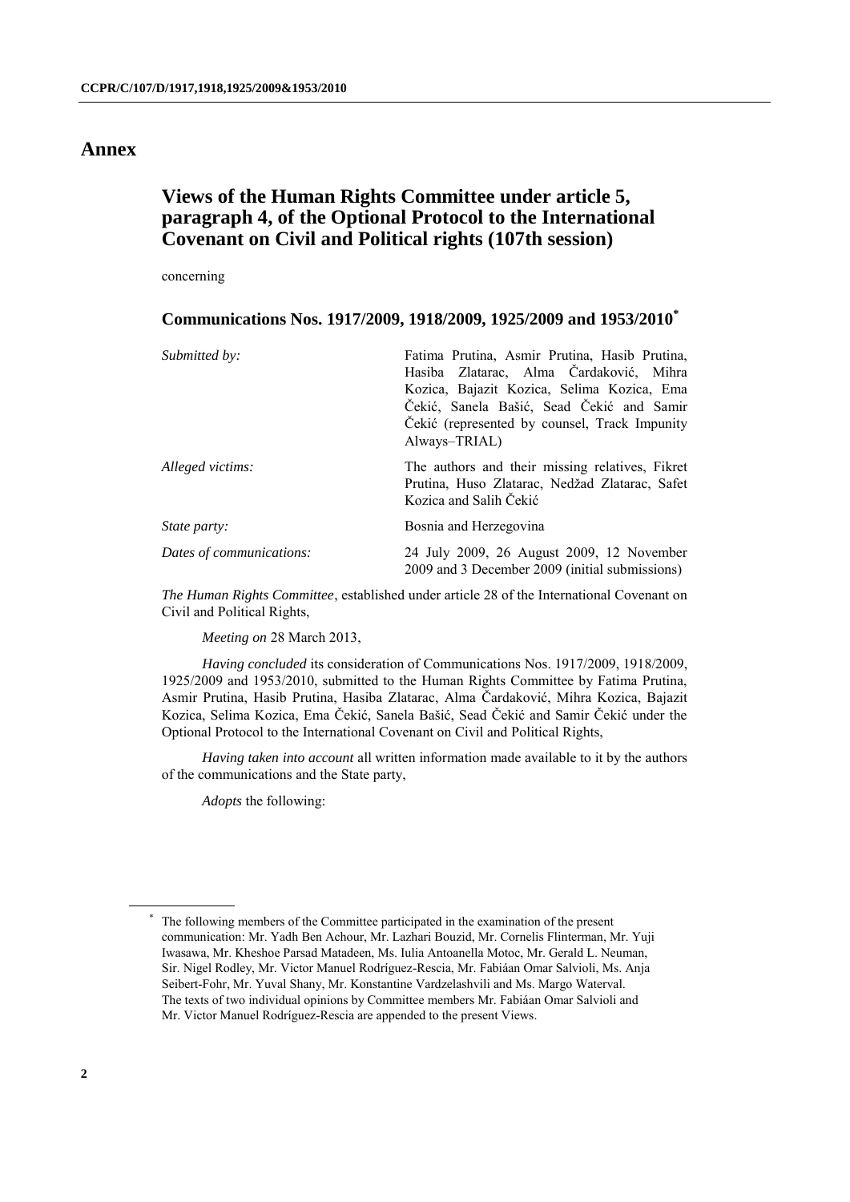# Annex

## Views of the Human Rights Committee under article 5, paragraph 4, of the Optional Protocol to the International Covenant on Civil and Political rights (107th session)

concerning

### Communications Nos. 1917/2009, 1918/2009, 1925/2009 and 1953/2010*

| | |
|---|---|
| *Submitted by:* | Fatima Prutina, Asmir Prutina, Hasib Prutina, Hasiba Zlatarac, Alma Čardaković, Mihra Kozica, Bajazit Kozica, Selima Kozica, Ema Čekić, Sanela Bašić, Sead Čekić and Samir Čekić (represented by counsel, Track Impunity Always–TRIAL) |
| *Alleged victims:* | The authors and their missing relatives, Fikret Prutina, Huso Zlatarac, Nedžad Zlatarac, Safet Kozica and Salih Čekić |
| *State party:* | Bosnia and Herzegovina |
| *Dates of communications:* | 24 July 2009, 26 August 2009, 12 November 2009 and 3 December 2009 (initial submissions) |

*The Human Rights Committee*, established under article 28 of the International Covenant on Civil and Political Rights,

*Meeting on* 28 March 2013,

*Having concluded* its consideration of Communications Nos. 1917/2009, 1918/2009, 1925/2009 and 1953/2010, submitted to the Human Rights Committee by Fatima Prutina, Asmir Prutina, Hasib Prutina, Hasiba Zlatarac, Alma Čardaković, Mihra Kozica, Bajazit Kozica, Selima Kozica, Ema Čekić, Sanela Bašić, Sead Čekić and Samir Čekić under the Optional Protocol to the International Covenant on Civil and Political Rights,

*Having taken into account* all written information made available to it by the authors of the communications and the State party,

*Adopts* the following:

---

\* The following members of the Committee participated in the examination of the present communication: Mr. Yadh Ben Achour, Mr. Lazhari Bouzid, Mr. Cornelis Flinterman, Mr. Yuji Iwasawa, Mr. Kheshoe Parsad Matadeen, Ms. Iulia Antoanella Motoc, Mr. Gerald L. Neuman, Sir. Nigel Rodley, Mr. Victor Manuel Rodríguez-Rescia, Mr. Fabiáan Omar Salvioli, Ms. Anja Seibert-Fohr, Mr. Yuval Shany, Mr. Konstantine Vardzelashvili and Ms. Margo Waterval. The texts of two individual opinions by Committee members Mr. Fabiáan Omar Salvioli and Mr. Victor Manuel Rodríguez-Rescia are appended to the present Views.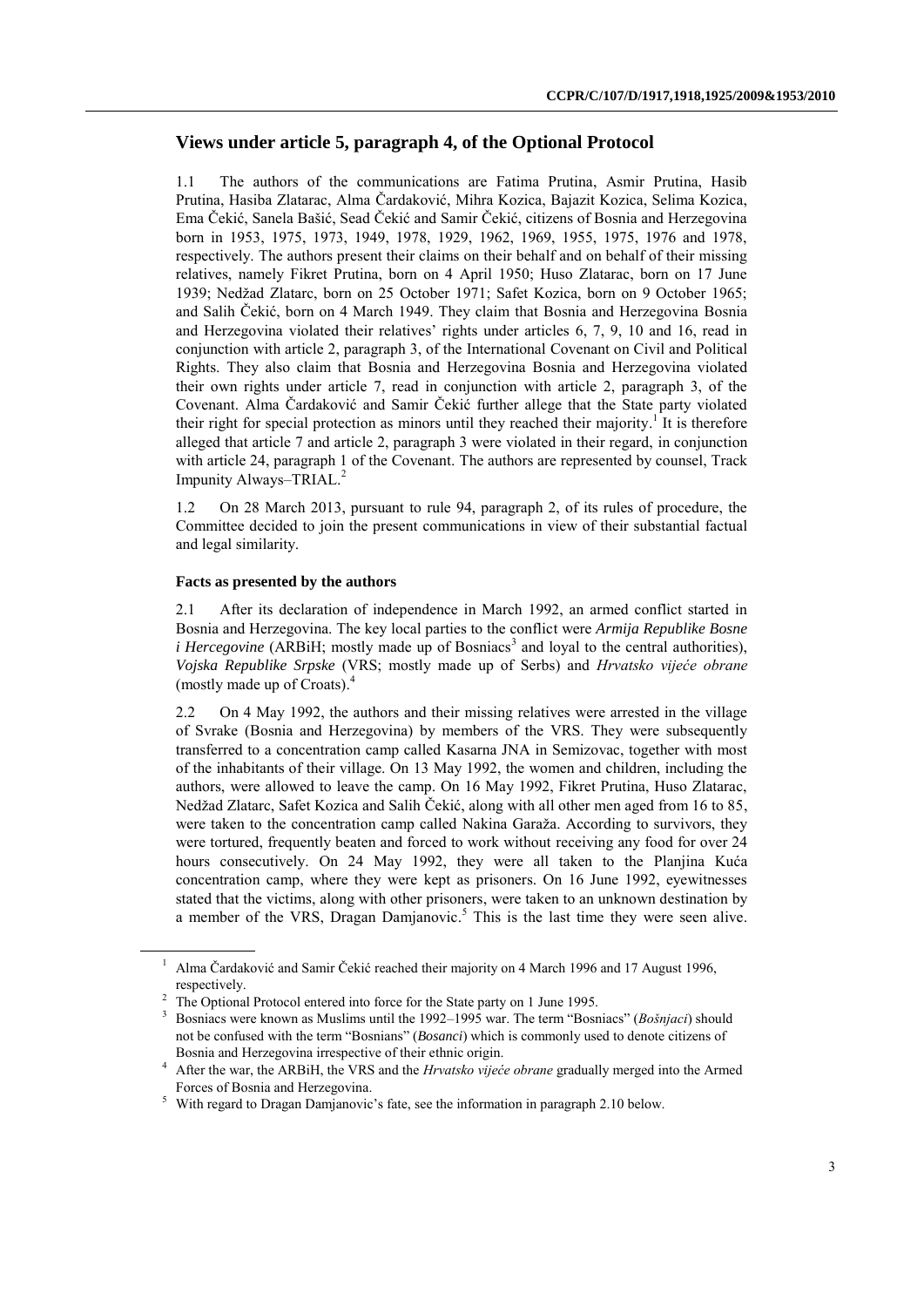## Views under article 5, paragraph 4, of the Optional Protocol

1.1 The authors of the communications are Fatima Prutina, Asmir Prutina, Hasib Prutina, Hasiba Zlatarac, Alma Čardaković, Mihra Kozica, Bajazit Kozica, Selima Kozica, Ema Čekić, Sanela Bašić, Sead Čekić and Samir Čekić, citizens of Bosnia and Herzegovina born in 1953, 1975, 1973, 1949, 1978, 1929, 1962, 1969, 1955, 1975, 1976 and 1978, respectively. The authors present their claims on their behalf and on behalf of their missing relatives, namely Fikret Prutina, born on 4 April 1950; Huso Zlatarac, born on 17 June 1939; Nedžad Zlatarc, born on 25 October 1971; Safet Kozica, born on 9 October 1965; and Salih Čekić, born on 4 March 1949. They claim that Bosnia and Herzegovina Bosnia and Herzegovina violated their relatives' rights under articles 6, 7, 9, 10 and 16, read in conjunction with article 2, paragraph 3, of the International Covenant on Civil and Political Rights. They also claim that Bosnia and Herzegovina Bosnia and Herzegovina violated their own rights under article 7, read in conjunction with article 2, paragraph 3, of the Covenant. Alma Čardaković and Samir Čekić further allege that the State party violated their right for special protection as minors until they reached their majority.[1] It is therefore alleged that article 7 and article 2, paragraph 3 were violated in their regard, in conjunction with article 24, paragraph 1 of the Covenant. The authors are represented by counsel, Track Impunity Always–TRIAL.[2]

1.2 On 28 March 2013, pursuant to rule 94, paragraph 2, of its rules of procedure, the Committee decided to join the present communications in view of their substantial factual and legal similarity.

### Facts as presented by the authors

2.1 After its declaration of independence in March 1992, an armed conflict started in Bosnia and Herzegovina. The key local parties to the conflict were *Armija Republike Bosne i Hercegovine* (ARBiH; mostly made up of Bosniacs[3] and loyal to the central authorities), *Vojska Republike Srpske* (VRS; mostly made up of Serbs) and *Hrvatsko vijeće obrane* (mostly made up of Croats).[4]

2.2 On 4 May 1992, the authors and their missing relatives were arrested in the village of Svrake (Bosnia and Herzegovina) by members of the VRS. They were subsequently transferred to a concentration camp called Kasarna JNA in Semizovac, together with most of the inhabitants of their village. On 13 May 1992, the women and children, including the authors, were allowed to leave the camp. On 16 May 1992, Fikret Prutina, Huso Zlatarac, Nedžad Zlatarc, Safet Kozica and Salih Čekić, along with all other men aged from 16 to 85, were taken to the concentration camp called Nakina Garaža. According to survivors, they were tortured, frequently beaten and forced to work without receiving any food for over 24 hours consecutively. On 24 May 1992, they were all taken to the Planjina Kuća concentration camp, where they were kept as prisoners. On 16 June 1992, eyewitnesses stated that the victims, along with other prisoners, were taken to an unknown destination by a member of the VRS, Dragan Damjanovic.[5] This is the last time they were seen alive.

---

[1] Alma Čardaković and Samir Čekić reached their majority on 4 March 1996 and 17 August 1996, respectively.

[2] The Optional Protocol entered into force for the State party on 1 June 1995.

[3] Bosniacs were known as Muslims until the 1992–1995 war. The term "Bosniacs" (*Bošnjaci*) should not be confused with the term "Bosnians" (*Bosanci*) which is commonly used to denote citizens of Bosnia and Herzegovina irrespective of their ethnic origin.

[4] After the war, the ARBiH, the VRS and the *Hrvatsko vijeće obrane* gradually merged into the Armed Forces of Bosnia and Herzegovina.

[5] With regard to Dragan Damjanovic's fate, see the information in paragraph 2.10 below.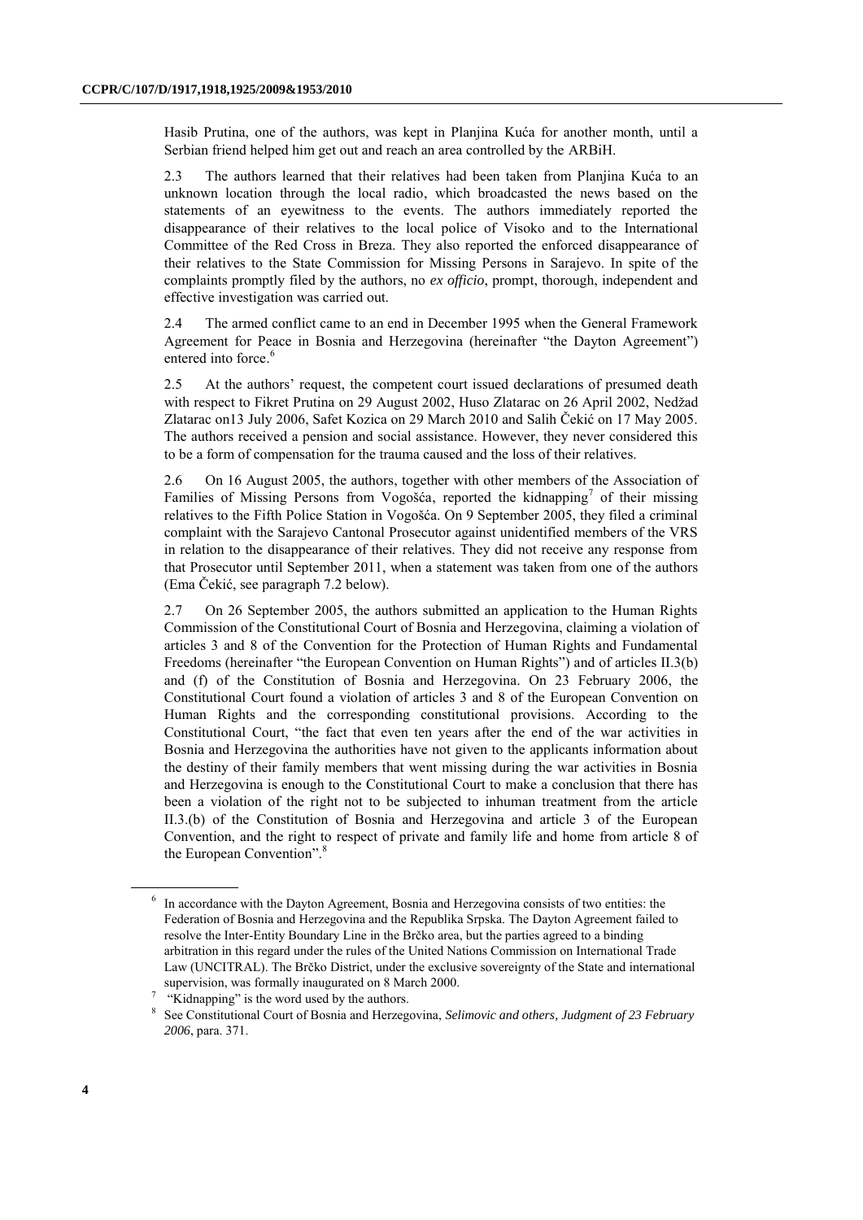Hasib Prutina, one of the authors, was kept in Planjina Kuća for another month, until a Serbian friend helped him get out and reach an area controlled by the ARBiH.

2.3 The authors learned that their relatives had been taken from Planjina Kuća to an unknown location through the local radio, which broadcasted the news based on the statements of an eyewitness to the events. The authors immediately reported the disappearance of their relatives to the local police of Visoko and to the International Committee of the Red Cross in Breza. They also reported the enforced disappearance of their relatives to the State Commission for Missing Persons in Sarajevo. In spite of the complaints promptly filed by the authors, no *ex officio*, prompt, thorough, independent and effective investigation was carried out.

2.4 The armed conflict came to an end in December 1995 when the General Framework Agreement for Peace in Bosnia and Herzegovina (hereinafter "the Dayton Agreement") entered into force.[6]

2.5 At the authors' request, the competent court issued declarations of presumed death with respect to Fikret Prutina on 29 August 2002, Huso Zlatarac on 26 April 2002, Nedžad Zlatarac on13 July 2006, Safet Kozica on 29 March 2010 and Salih Čekić on 17 May 2005. The authors received a pension and social assistance. However, they never considered this to be a form of compensation for the trauma caused and the loss of their relatives.

2.6 On 16 August 2005, the authors, together with other members of the Association of Families of Missing Persons from Vogošća, reported the kidnapping[7] of their missing relatives to the Fifth Police Station in Vogošća. On 9 September 2005, they filed a criminal complaint with the Sarajevo Cantonal Prosecutor against unidentified members of the VRS in relation to the disappearance of their relatives. They did not receive any response from that Prosecutor until September 2011, when a statement was taken from one of the authors (Ema Čekić, see paragraph 7.2 below).

2.7 On 26 September 2005, the authors submitted an application to the Human Rights Commission of the Constitutional Court of Bosnia and Herzegovina, claiming a violation of articles 3 and 8 of the Convention for the Protection of Human Rights and Fundamental Freedoms (hereinafter "the European Convention on Human Rights") and of articles II.3(b) and (f) of the Constitution of Bosnia and Herzegovina. On 23 February 2006, the Constitutional Court found a violation of articles 3 and 8 of the European Convention on Human Rights and the corresponding constitutional provisions. According to the Constitutional Court, "the fact that even ten years after the end of the war activities in Bosnia and Herzegovina the authorities have not given to the applicants information about the destiny of their family members that went missing during the war activities in Bosnia and Herzegovina is enough to the Constitutional Court to make a conclusion that there has been a violation of the right not to be subjected to inhuman treatment from the article II.3.(b) of the Constitution of Bosnia and Herzegovina and article 3 of the European Convention, and the right to respect of private and family life and home from article 8 of the European Convention".[8]

---

[6] In accordance with the Dayton Agreement, Bosnia and Herzegovina consists of two entities: the Federation of Bosnia and Herzegovina and the Republika Srpska. The Dayton Agreement failed to resolve the Inter-Entity Boundary Line in the Brčko area, but the parties agreed to a binding arbitration in this regard under the rules of the United Nations Commission on International Trade Law (UNCITRAL). The Brčko District, under the exclusive sovereignty of the State and international supervision, was formally inaugurated on 8 March 2000.

[7] "Kidnapping" is the word used by the authors.

[8] See Constitutional Court of Bosnia and Herzegovina, *Selimovic and others, Judgment of 23 February 2006*, para. 371.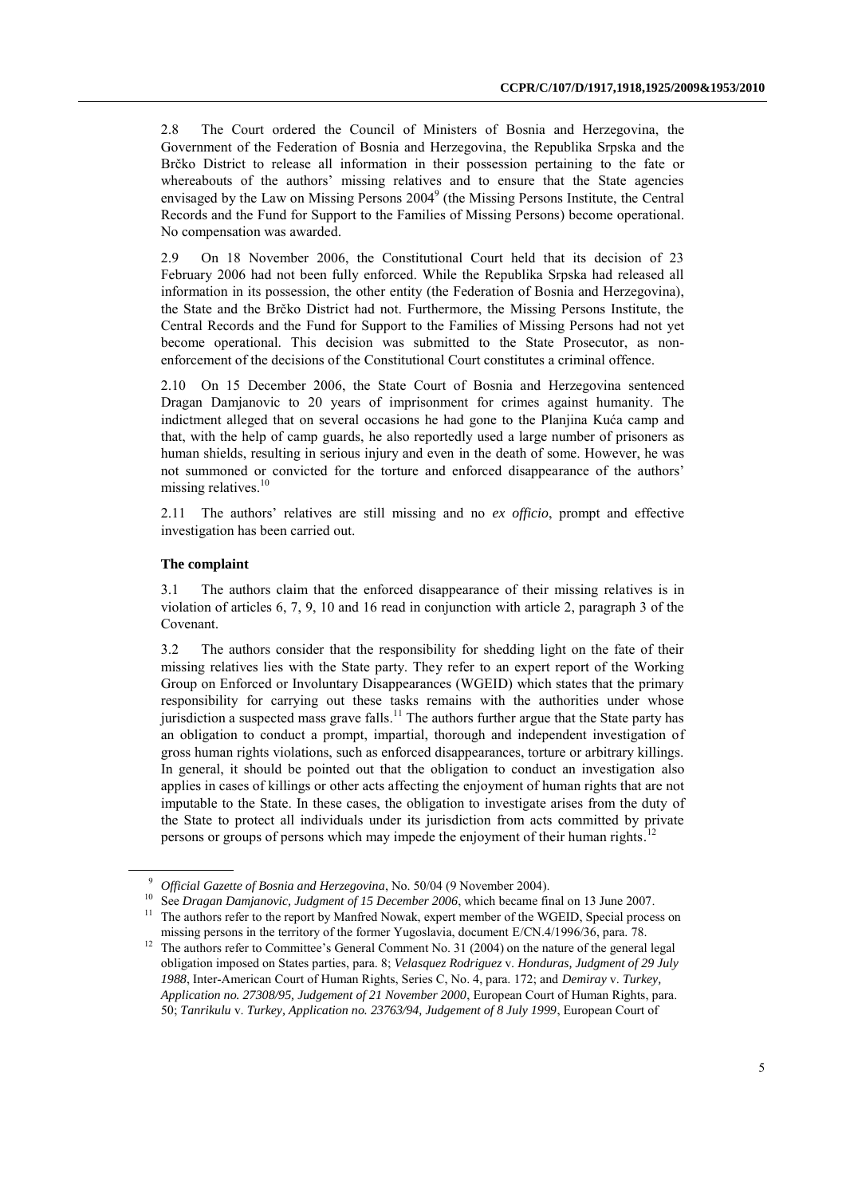2.8 The Court ordered the Council of Ministers of Bosnia and Herzegovina, the Government of the Federation of Bosnia and Herzegovina, the Republika Srpska and the Brčko District to release all information in their possession pertaining to the fate or whereabouts of the authors' missing relatives and to ensure that the State agencies envisaged by the Law on Missing Persons 2004[9] (the Missing Persons Institute, the Central Records and the Fund for Support to the Families of Missing Persons) become operational. No compensation was awarded.

2.9 On 18 November 2006, the Constitutional Court held that its decision of 23 February 2006 had not been fully enforced. While the Republika Srpska had released all information in its possession, the other entity (the Federation of Bosnia and Herzegovina), the State and the Brčko District had not. Furthermore, the Missing Persons Institute, the Central Records and the Fund for Support to the Families of Missing Persons had not yet become operational. This decision was submitted to the State Prosecutor, as non-enforcement of the decisions of the Constitutional Court constitutes a criminal offence.

2.10 On 15 December 2006, the State Court of Bosnia and Herzegovina sentenced Dragan Damjanovic to 20 years of imprisonment for crimes against humanity. The indictment alleged that on several occasions he had gone to the Planjina Kuća camp and that, with the help of camp guards, he also reportedly used a large number of prisoners as human shields, resulting in serious injury and even in the death of some. However, he was not summoned or convicted for the torture and enforced disappearance of the authors' missing relatives.[10]

2.11 The authors' relatives are still missing and no *ex officio*, prompt and effective investigation has been carried out.

**The complaint**

3.1 The authors claim that the enforced disappearance of their missing relatives is in violation of articles 6, 7, 9, 10 and 16 read in conjunction with article 2, paragraph 3 of the Covenant.

3.2 The authors consider that the responsibility for shedding light on the fate of their missing relatives lies with the State party. They refer to an expert report of the Working Group on Enforced or Involuntary Disappearances (WGEID) which states that the primary responsibility for carrying out these tasks remains with the authorities under whose jurisdiction a suspected mass grave falls.[11] The authors further argue that the State party has an obligation to conduct a prompt, impartial, thorough and independent investigation of gross human rights violations, such as enforced disappearances, torture or arbitrary killings. In general, it should be pointed out that the obligation to conduct an investigation also applies in cases of killings or other acts affecting the enjoyment of human rights that are not imputable to the State. In these cases, the obligation to investigate arises from the duty of the State to protect all individuals under its jurisdiction from acts committed by private persons or groups of persons which may impede the enjoyment of their human rights.[12]

---

[9] *Official Gazette of Bosnia and Herzegovina*, No. 50/04 (9 November 2004).

[10] See *Dragan Damjanovic, Judgment of 15 December 2006*, which became final on 13 June 2007.

[11] The authors refer to the report by Manfred Nowak, expert member of the WGEID, Special process on missing persons in the territory of the former Yugoslavia, document E/CN.4/1996/36, para. 78.

[12] The authors refer to Committee's General Comment No. 31 (2004) on the nature of the general legal obligation imposed on States parties, para. 8; *Velasquez Rodriguez* v. *Honduras, Judgment of 29 July 1988*, Inter-American Court of Human Rights, Series C, No. 4, para. 172; and *Demiray* v. *Turkey, Application no. 27308/95, Judgement of 21 November 2000*, European Court of Human Rights, para. 50; *Tanrikulu* v. *Turkey, Application no. 23763/94, Judgement of 8 July 1999*, European Court of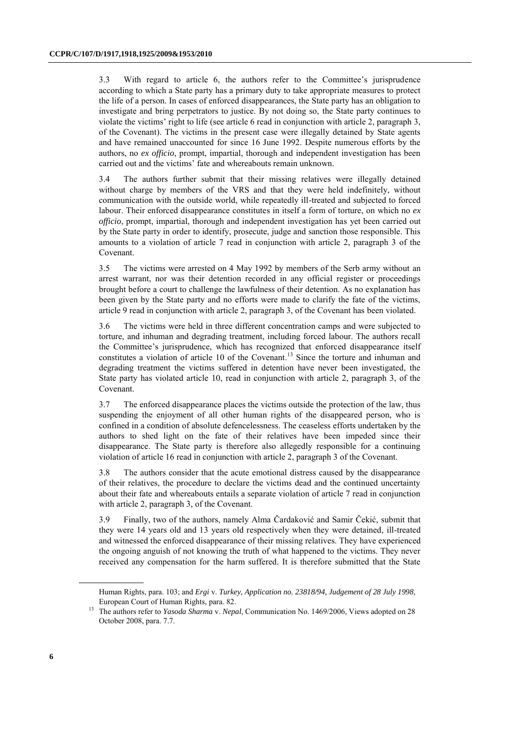3.3 With regard to article 6, the authors refer to the Committee's jurisprudence according to which a State party has a primary duty to take appropriate measures to protect the life of a person. In cases of enforced disappearances, the State party has an obligation to investigate and bring perpetrators to justice. By not doing so, the State party continues to violate the victims' right to life (see article 6 read in conjunction with article 2, paragraph 3, of the Covenant). The victims in the present case were illegally detained by State agents and have remained unaccounted for since 16 June 1992. Despite numerous efforts by the authors, no *ex officio*, prompt, impartial, thorough and independent investigation has been carried out and the victims' fate and whereabouts remain unknown.

3.4 The authors further submit that their missing relatives were illegally detained without charge by members of the VRS and that they were held indefinitely, without communication with the outside world, while repeatedly ill-treated and subjected to forced labour. Their enforced disappearance constitutes in itself a form of torture, on which no *ex officio*, prompt, impartial, thorough and independent investigation has yet been carried out by the State party in order to identify, prosecute, judge and sanction those responsible. This amounts to a violation of article 7 read in conjunction with article 2, paragraph 3 of the Covenant.

3.5 The victims were arrested on 4 May 1992 by members of the Serb army without an arrest warrant, nor was their detention recorded in any official register or proceedings brought before a court to challenge the lawfulness of their detention. As no explanation has been given by the State party and no efforts were made to clarify the fate of the victims, article 9 read in conjunction with article 2, paragraph 3, of the Covenant has been violated.

3.6 The victims were held in three different concentration camps and were subjected to torture, and inhuman and degrading treatment, including forced labour. The authors recall the Committee's jurisprudence, which has recognized that enforced disappearance itself constitutes a violation of article 10 of the Covenant.[13] Since the torture and inhuman and degrading treatment the victims suffered in detention have never been investigated, the State party has violated article 10, read in conjunction with article 2, paragraph 3, of the Covenant.

3.7 The enforced disappearance places the victims outside the protection of the law, thus suspending the enjoyment of all other human rights of the disappeared person, who is confined in a condition of absolute defencelessness. The ceaseless efforts undertaken by the authors to shed light on the fate of their relatives have been impeded since their disappearance. The State party is therefore also allegedly responsible for a continuing violation of article 16 read in conjunction with article 2, paragraph 3 of the Covenant.

3.8 The authors consider that the acute emotional distress caused by the disappearance of their relatives, the procedure to declare the victims dead and the continued uncertainty about their fate and whereabouts entails a separate violation of article 7 read in conjunction with article 2, paragraph 3, of the Covenant.

3.9 Finally, two of the authors, namely Alma Čardaković and Samir Čekić, submit that they were 14 years old and 13 years old respectively when they were detained, ill-treated and witnessed the enforced disappearance of their missing relatives. They have experienced the ongoing anguish of not knowing the truth of what happened to the victims. They never received any compensation for the harm suffered. It is therefore submitted that the State

---

Human Rights, para. 103; and *Ergi* v. *Turkey, Application no. 23818/94, Judgement of 28 July 1998*, European Court of Human Rights, para. 82.

[13] The authors refer to *Yasoda Sharma* v. *Nepal*, Communication No. 1469/2006, Views adopted on 28 October 2008, para. 7.7.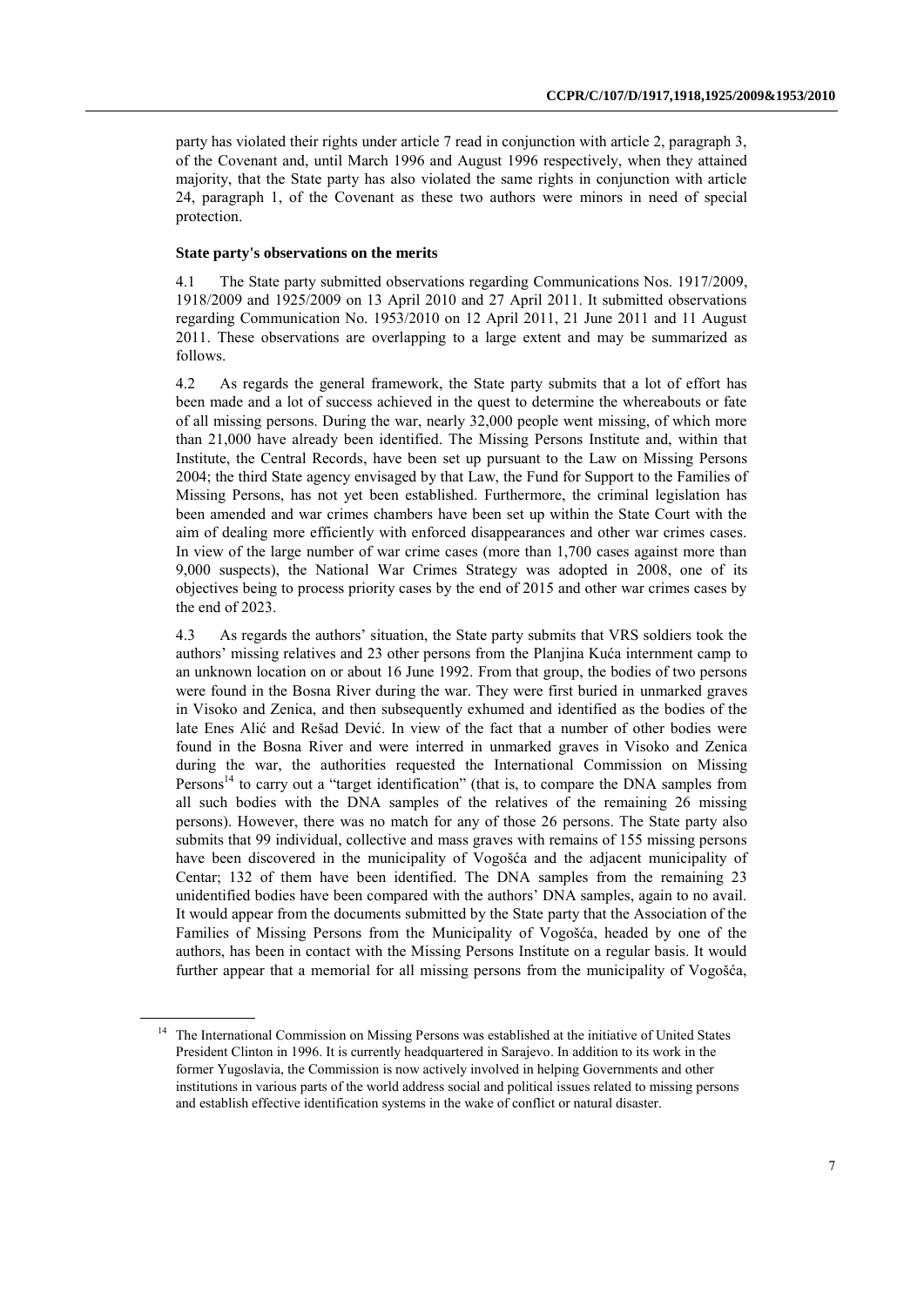party has violated their rights under article 7 read in conjunction with article 2, paragraph 3, of the Covenant and, until March 1996 and August 1996 respectively, when they attained majority, that the State party has also violated the same rights in conjunction with article 24, paragraph 1, of the Covenant as these two authors were minors in need of special protection.

### State party's observations on the merits

4.1 The State party submitted observations regarding Communications Nos. 1917/2009, 1918/2009 and 1925/2009 on 13 April 2010 and 27 April 2011. It submitted observations regarding Communication No. 1953/2010 on 12 April 2011, 21 June 2011 and 11 August 2011. These observations are overlapping to a large extent and may be summarized as follows.

4.2 As regards the general framework, the State party submits that a lot of effort has been made and a lot of success achieved in the quest to determine the whereabouts or fate of all missing persons. During the war, nearly 32,000 people went missing, of which more than 21,000 have already been identified. The Missing Persons Institute and, within that Institute, the Central Records, have been set up pursuant to the Law on Missing Persons 2004; the third State agency envisaged by that Law, the Fund for Support to the Families of Missing Persons, has not yet been established. Furthermore, the criminal legislation has been amended and war crimes chambers have been set up within the State Court with the aim of dealing more efficiently with enforced disappearances and other war crimes cases. In view of the large number of war crime cases (more than 1,700 cases against more than 9,000 suspects), the National War Crimes Strategy was adopted in 2008, one of its objectives being to process priority cases by the end of 2015 and other war crimes cases by the end of 2023.

4.3 As regards the authors' situation, the State party submits that VRS soldiers took the authors' missing relatives and 23 other persons from the Planjina Kuća internment camp to an unknown location on or about 16 June 1992. From that group, the bodies of two persons were found in the Bosna River during the war. They were first buried in unmarked graves in Visoko and Zenica, and then subsequently exhumed and identified as the bodies of the late Enes Alić and Rešad Dević. In view of the fact that a number of other bodies were found in the Bosna River and were interred in unmarked graves in Visoko and Zenica during the war, the authorities requested the International Commission on Missing Persons[14] to carry out a "target identification" (that is, to compare the DNA samples from all such bodies with the DNA samples of the relatives of the remaining 26 missing persons). However, there was no match for any of those 26 persons. The State party also submits that 99 individual, collective and mass graves with remains of 155 missing persons have been discovered in the municipality of Vogošća and the adjacent municipality of Centar; 132 of them have been identified. The DNA samples from the remaining 23 unidentified bodies have been compared with the authors' DNA samples, again to no avail. It would appear from the documents submitted by the State party that the Association of the Families of Missing Persons from the Municipality of Vogošća, headed by one of the authors, has been in contact with the Missing Persons Institute on a regular basis. It would further appear that a memorial for all missing persons from the municipality of Vogošća,

---

[14] The International Commission on Missing Persons was established at the initiative of United States President Clinton in 1996. It is currently headquartered in Sarajevo. In addition to its work in the former Yugoslavia, the Commission is now actively involved in helping Governments and other institutions in various parts of the world address social and political issues related to missing persons and establish effective identification systems in the wake of conflict or natural disaster.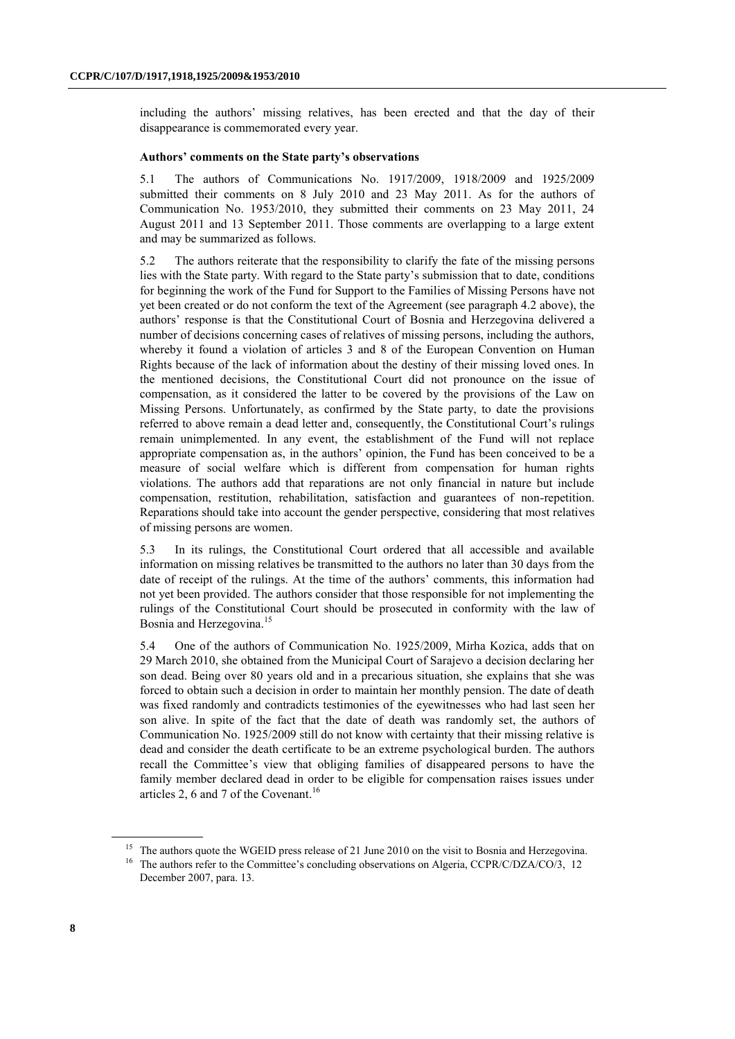including the authors' missing relatives, has been erected and that the day of their disappearance is commemorated every year.

**Authors' comments on the State party's observations**

5.1 The authors of Communications No. 1917/2009, 1918/2009 and 1925/2009 submitted their comments on 8 July 2010 and 23 May 2011. As for the authors of Communication No. 1953/2010, they submitted their comments on 23 May 2011, 24 August 2011 and 13 September 2011. Those comments are overlapping to a large extent and may be summarized as follows.

5.2 The authors reiterate that the responsibility to clarify the fate of the missing persons lies with the State party. With regard to the State party's submission that to date, conditions for beginning the work of the Fund for Support to the Families of Missing Persons have not yet been created or do not conform the text of the Agreement (see paragraph 4.2 above), the authors' response is that the Constitutional Court of Bosnia and Herzegovina delivered a number of decisions concerning cases of relatives of missing persons, including the authors, whereby it found a violation of articles 3 and 8 of the European Convention on Human Rights because of the lack of information about the destiny of their missing loved ones. In the mentioned decisions, the Constitutional Court did not pronounce on the issue of compensation, as it considered the latter to be covered by the provisions of the Law on Missing Persons. Unfortunately, as confirmed by the State party, to date the provisions referred to above remain a dead letter and, consequently, the Constitutional Court's rulings remain unimplemented. In any event, the establishment of the Fund will not replace appropriate compensation as, in the authors' opinion, the Fund has been conceived to be a measure of social welfare which is different from compensation for human rights violations. The authors add that reparations are not only financial in nature but include compensation, restitution, rehabilitation, satisfaction and guarantees of non-repetition. Reparations should take into account the gender perspective, considering that most relatives of missing persons are women.

5.3 In its rulings, the Constitutional Court ordered that all accessible and available information on missing relatives be transmitted to the authors no later than 30 days from the date of receipt of the rulings. At the time of the authors' comments, this information had not yet been provided. The authors consider that those responsible for not implementing the rulings of the Constitutional Court should be prosecuted in conformity with the law of Bosnia and Herzegovina.[15]

5.4 One of the authors of Communication No. 1925/2009, Mirha Kozica, adds that on 29 March 2010, she obtained from the Municipal Court of Sarajevo a decision declaring her son dead. Being over 80 years old and in a precarious situation, she explains that she was forced to obtain such a decision in order to maintain her monthly pension. The date of death was fixed randomly and contradicts testimonies of the eyewitnesses who had last seen her son alive. In spite of the fact that the date of death was randomly set, the authors of Communication No. 1925/2009 still do not know with certainty that their missing relative is dead and consider the death certificate to be an extreme psychological burden. The authors recall the Committee's view that obliging families of disappeared persons to have the family member declared dead in order to be eligible for compensation raises issues under articles 2, 6 and 7 of the Covenant.[16]

---

[15] The authors quote the WGEID press release of 21 June 2010 on the visit to Bosnia and Herzegovina.

[16] The authors refer to the Committee's concluding observations on Algeria, CCPR/C/DZA/CO/3, 12 December 2007, para. 13.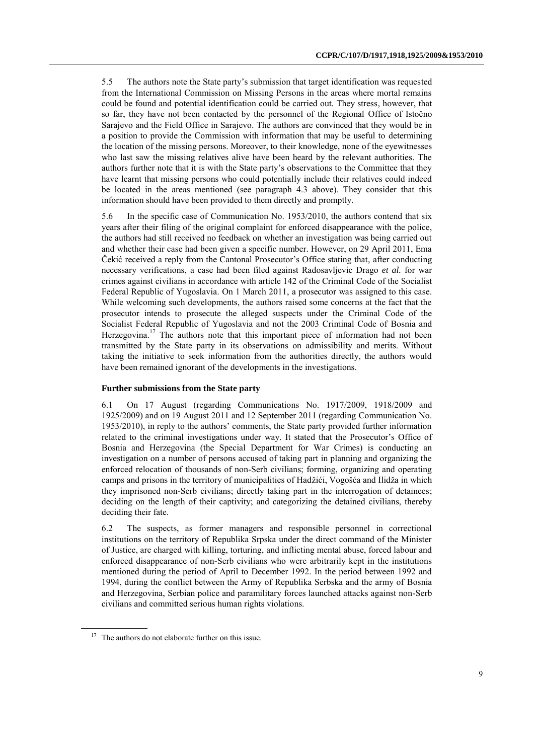5.5 The authors note the State party's submission that target identification was requested from the International Commission on Missing Persons in the areas where mortal remains could be found and potential identification could be carried out. They stress, however, that so far, they have not been contacted by the personnel of the Regional Office of Istočno Sarajevo and the Field Office in Sarajevo. The authors are convinced that they would be in a position to provide the Commission with information that may be useful to determining the location of the missing persons. Moreover, to their knowledge, none of the eyewitnesses who last saw the missing relatives alive have been heard by the relevant authorities. The authors further note that it is with the State party's observations to the Committee that they have learnt that missing persons who could potentially include their relatives could indeed be located in the areas mentioned (see paragraph 4.3 above). They consider that this information should have been provided to them directly and promptly.

5.6 In the specific case of Communication No. 1953/2010, the authors contend that six years after their filing of the original complaint for enforced disappearance with the police, the authors had still received no feedback on whether an investigation was being carried out and whether their case had been given a specific number. However, on 29 April 2011, Ema Čekić received a reply from the Cantonal Prosecutor's Office stating that, after conducting necessary verifications, a case had been filed against Radosavljevic Drago *et al.* for war crimes against civilians in accordance with article 142 of the Criminal Code of the Socialist Federal Republic of Yugoslavia. On 1 March 2011, a prosecutor was assigned to this case. While welcoming such developments, the authors raised some concerns at the fact that the prosecutor intends to prosecute the alleged suspects under the Criminal Code of the Socialist Federal Republic of Yugoslavia and not the 2003 Criminal Code of Bosnia and Herzegovina.[17] The authors note that this important piece of information had not been transmitted by the State party in its observations on admissibility and merits. Without taking the initiative to seek information from the authorities directly, the authors would have been remained ignorant of the developments in the investigations.

### Further submissions from the State party

6.1 On 17 August (regarding Communications No. 1917/2009, 1918/2009 and 1925/2009) and on 19 August 2011 and 12 September 2011 (regarding Communication No. 1953/2010), in reply to the authors' comments, the State party provided further information related to the criminal investigations under way. It stated that the Prosecutor's Office of Bosnia and Herzegovina (the Special Department for War Crimes) is conducting an investigation on a number of persons accused of taking part in planning and organizing the enforced relocation of thousands of non-Serb civilians; forming, organizing and operating camps and prisons in the territory of municipalities of Hadžići, Vogošća and Ilidža in which they imprisoned non-Serb civilians; directly taking part in the interrogation of detainees; deciding on the length of their captivity; and categorizing the detained civilians, thereby deciding their fate.

6.2 The suspects, as former managers and responsible personnel in correctional institutions on the territory of Republika Srpska under the direct command of the Minister of Justice, are charged with killing, torturing, and inflicting mental abuse, forced labour and enforced disappearance of non-Serb civilians who were arbitrarily kept in the institutions mentioned during the period of April to December 1992. In the period between 1992 and 1994, during the conflict between the Army of Republika Serbska and the army of Bosnia and Herzegovina, Serbian police and paramilitary forces launched attacks against non-Serb civilians and committed serious human rights violations.

[17] The authors do not elaborate further on this issue.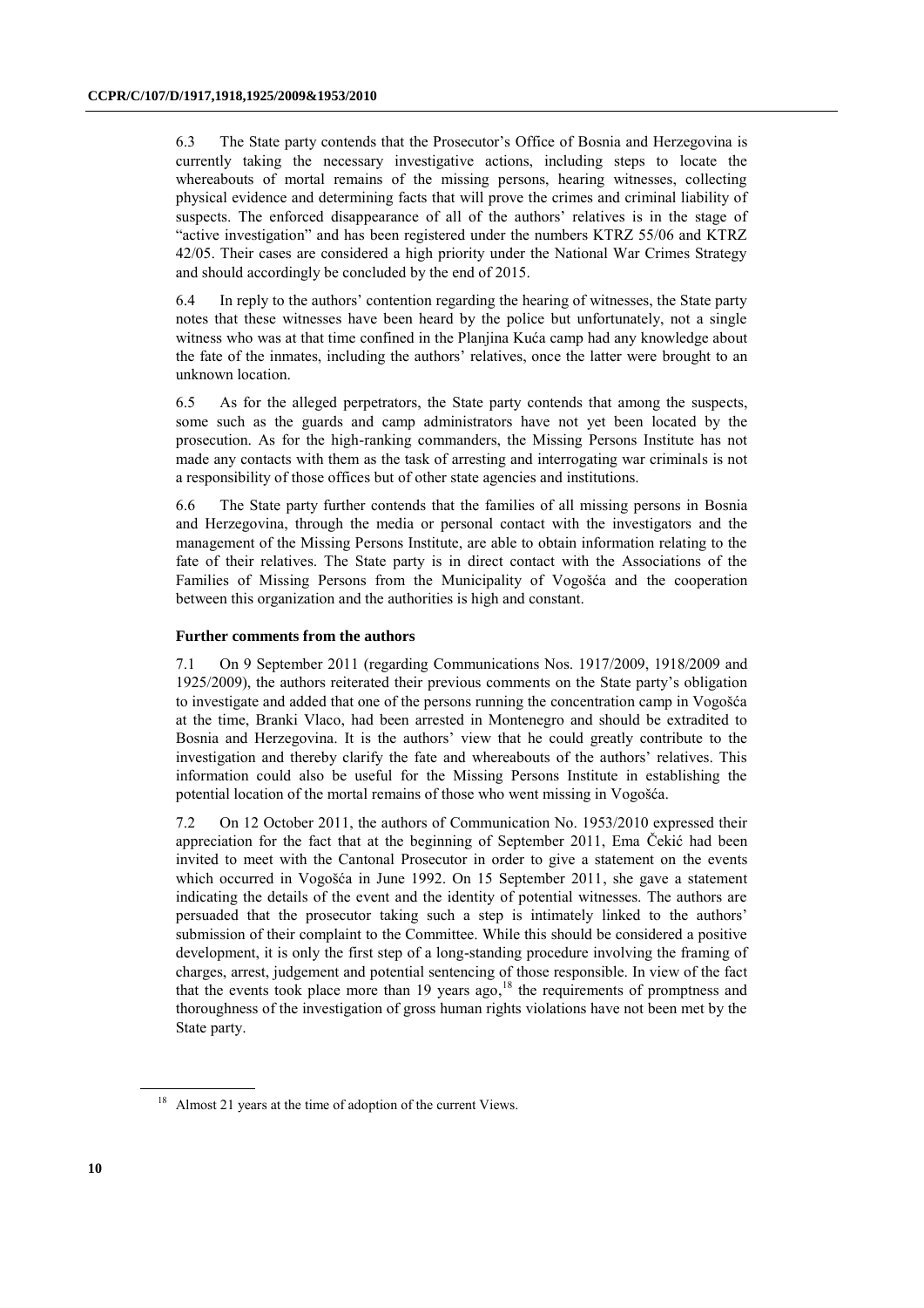6.3 The State party contends that the Prosecutor's Office of Bosnia and Herzegovina is currently taking the necessary investigative actions, including steps to locate the whereabouts of mortal remains of the missing persons, hearing witnesses, collecting physical evidence and determining facts that will prove the crimes and criminal liability of suspects. The enforced disappearance of all of the authors' relatives is in the stage of "active investigation" and has been registered under the numbers KTRZ 55/06 and KTRZ 42/05. Their cases are considered a high priority under the National War Crimes Strategy and should accordingly be concluded by the end of 2015.

6.4 In reply to the authors' contention regarding the hearing of witnesses, the State party notes that these witnesses have been heard by the police but unfortunately, not a single witness who was at that time confined in the Planjina Kuća camp had any knowledge about the fate of the inmates, including the authors' relatives, once the latter were brought to an unknown location.

6.5 As for the alleged perpetrators, the State party contends that among the suspects, some such as the guards and camp administrators have not yet been located by the prosecution. As for the high-ranking commanders, the Missing Persons Institute has not made any contacts with them as the task of arresting and interrogating war criminals is not a responsibility of those offices but of other state agencies and institutions.

6.6 The State party further contends that the families of all missing persons in Bosnia and Herzegovina, through the media or personal contact with the investigators and the management of the Missing Persons Institute, are able to obtain information relating to the fate of their relatives. The State party is in direct contact with the Associations of the Families of Missing Persons from the Municipality of Vogošća and the cooperation between this organization and the authorities is high and constant.

### Further comments from the authors

7.1 On 9 September 2011 (regarding Communications Nos. 1917/2009, 1918/2009 and 1925/2009), the authors reiterated their previous comments on the State party's obligation to investigate and added that one of the persons running the concentration camp in Vogošća at the time, Branki Vlaco, had been arrested in Montenegro and should be extradited to Bosnia and Herzegovina. It is the authors' view that he could greatly contribute to the investigation and thereby clarify the fate and whereabouts of the authors' relatives. This information could also be useful for the Missing Persons Institute in establishing the potential location of the mortal remains of those who went missing in Vogošća.

7.2 On 12 October 2011, the authors of Communication No. 1953/2010 expressed their appreciation for the fact that at the beginning of September 2011, Ema Čekić had been invited to meet with the Cantonal Prosecutor in order to give a statement on the events which occurred in Vogošća in June 1992. On 15 September 2011, she gave a statement indicating the details of the event and the identity of potential witnesses. The authors are persuaded that the prosecutor taking such a step is intimately linked to the authors' submission of their complaint to the Committee. While this should be considered a positive development, it is only the first step of a long-standing procedure involving the framing of charges, arrest, judgement and potential sentencing of those responsible. In view of the fact that the events took place more than 19 years ago,[18] the requirements of promptness and thoroughness of the investigation of gross human rights violations have not been met by the State party.

[18] Almost 21 years at the time of adoption of the current Views.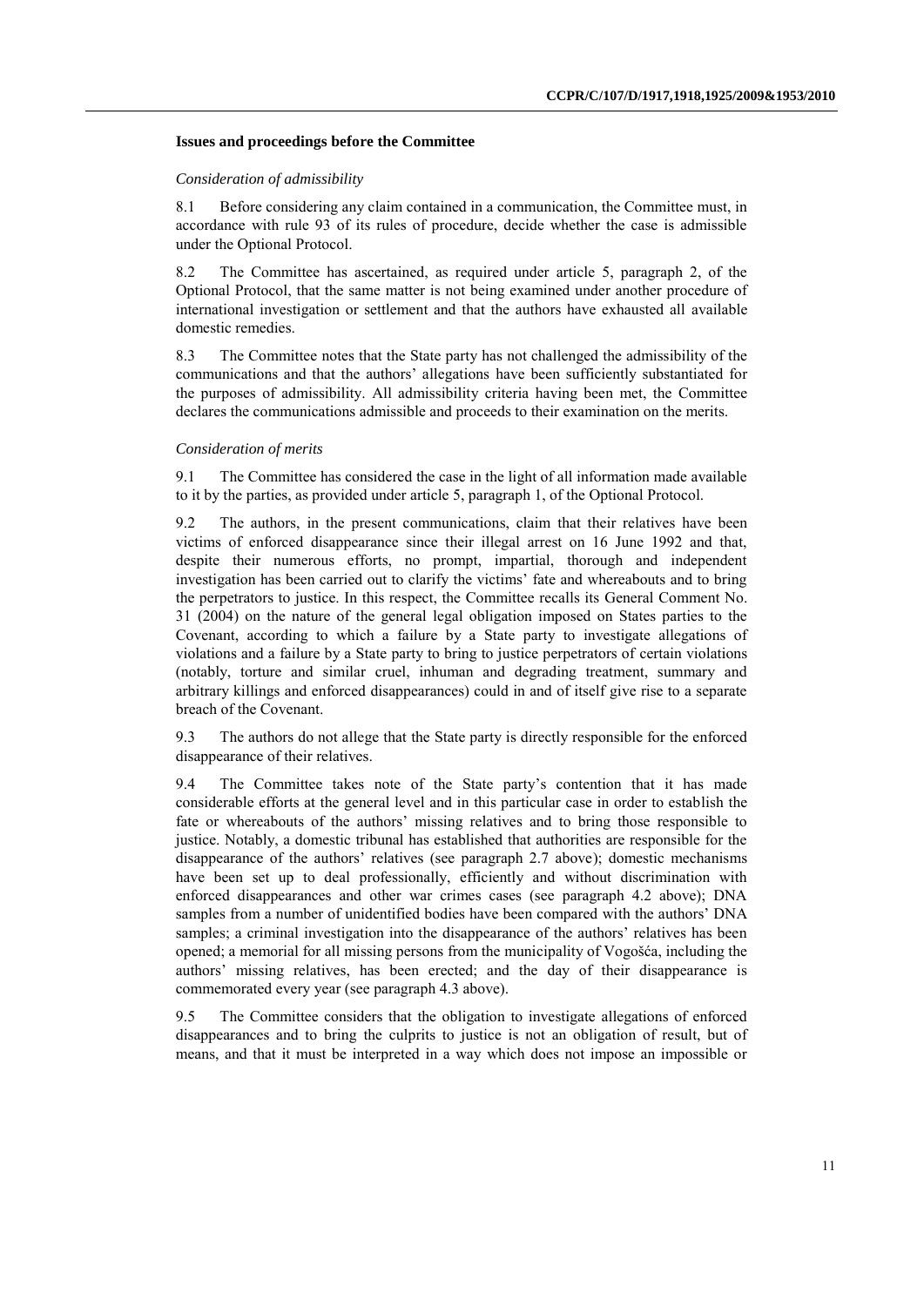### Issues and proceedings before the Committee

*Consideration of admissibility*

8.1 Before considering any claim contained in a communication, the Committee must, in accordance with rule 93 of its rules of procedure, decide whether the case is admissible under the Optional Protocol.

8.2 The Committee has ascertained, as required under article 5, paragraph 2, of the Optional Protocol, that the same matter is not being examined under another procedure of international investigation or settlement and that the authors have exhausted all available domestic remedies.

8.3 The Committee notes that the State party has not challenged the admissibility of the communications and that the authors' allegations have been sufficiently substantiated for the purposes of admissibility. All admissibility criteria having been met, the Committee declares the communications admissible and proceeds to their examination on the merits.

*Consideration of merits*

9.1 The Committee has considered the case in the light of all information made available to it by the parties, as provided under article 5, paragraph 1, of the Optional Protocol.

9.2 The authors, in the present communications, claim that their relatives have been victims of enforced disappearance since their illegal arrest on 16 June 1992 and that, despite their numerous efforts, no prompt, impartial, thorough and independent investigation has been carried out to clarify the victims' fate and whereabouts and to bring the perpetrators to justice. In this respect, the Committee recalls its General Comment No. 31 (2004) on the nature of the general legal obligation imposed on States parties to the Covenant, according to which a failure by a State party to investigate allegations of violations and a failure by a State party to bring to justice perpetrators of certain violations (notably, torture and similar cruel, inhuman and degrading treatment, summary and arbitrary killings and enforced disappearances) could in and of itself give rise to a separate breach of the Covenant.

9.3 The authors do not allege that the State party is directly responsible for the enforced disappearance of their relatives.

9.4 The Committee takes note of the State party's contention that it has made considerable efforts at the general level and in this particular case in order to establish the fate or whereabouts of the authors' missing relatives and to bring those responsible to justice. Notably, a domestic tribunal has established that authorities are responsible for the disappearance of the authors' relatives (see paragraph 2.7 above); domestic mechanisms have been set up to deal professionally, efficiently and without discrimination with enforced disappearances and other war crimes cases (see paragraph 4.2 above); DNA samples from a number of unidentified bodies have been compared with the authors' DNA samples; a criminal investigation into the disappearance of the authors' relatives has been opened; a memorial for all missing persons from the municipality of Vogošća, including the authors' missing relatives, has been erected; and the day of their disappearance is commemorated every year (see paragraph 4.3 above).

9.5 The Committee considers that the obligation to investigate allegations of enforced disappearances and to bring the culprits to justice is not an obligation of result, but of means, and that it must be interpreted in a way which does not impose an impossible or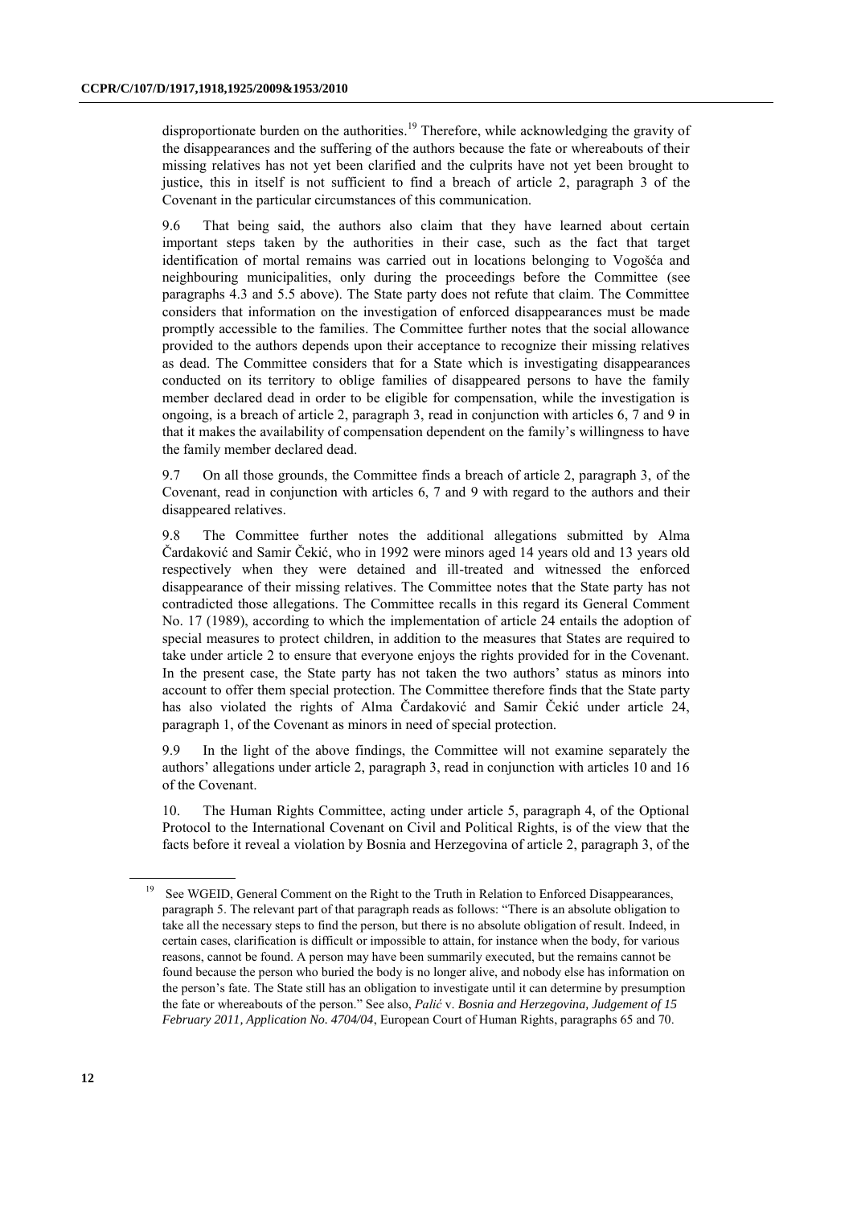disproportionate burden on the authorities.[19] Therefore, while acknowledging the gravity of the disappearances and the suffering of the authors because the fate or whereabouts of their missing relatives has not yet been clarified and the culprits have not yet been brought to justice, this in itself is not sufficient to find a breach of article 2, paragraph 3 of the Covenant in the particular circumstances of this communication.

9.6 That being said, the authors also claim that they have learned about certain important steps taken by the authorities in their case, such as the fact that target identification of mortal remains was carried out in locations belonging to Vogošća and neighbouring municipalities, only during the proceedings before the Committee (see paragraphs 4.3 and 5.5 above). The State party does not refute that claim. The Committee considers that information on the investigation of enforced disappearances must be made promptly accessible to the families. The Committee further notes that the social allowance provided to the authors depends upon their acceptance to recognize their missing relatives as dead. The Committee considers that for a State which is investigating disappearances conducted on its territory to oblige families of disappeared persons to have the family member declared dead in order to be eligible for compensation, while the investigation is ongoing, is a breach of article 2, paragraph 3, read in conjunction with articles 6, 7 and 9 in that it makes the availability of compensation dependent on the family's willingness to have the family member declared dead.

9.7 On all those grounds, the Committee finds a breach of article 2, paragraph 3, of the Covenant, read in conjunction with articles 6, 7 and 9 with regard to the authors and their disappeared relatives.

9.8 The Committee further notes the additional allegations submitted by Alma Čardaković and Samir Čekić, who in 1992 were minors aged 14 years old and 13 years old respectively when they were detained and ill-treated and witnessed the enforced disappearance of their missing relatives. The Committee notes that the State party has not contradicted those allegations. The Committee recalls in this regard its General Comment No. 17 (1989), according to which the implementation of article 24 entails the adoption of special measures to protect children, in addition to the measures that States are required to take under article 2 to ensure that everyone enjoys the rights provided for in the Covenant. In the present case, the State party has not taken the two authors' status as minors into account to offer them special protection. The Committee therefore finds that the State party has also violated the rights of Alma Čardaković and Samir Čekić under article 24, paragraph 1, of the Covenant as minors in need of special protection.

9.9 In the light of the above findings, the Committee will not examine separately the authors' allegations under article 2, paragraph 3, read in conjunction with articles 10 and 16 of the Covenant.

10. The Human Rights Committee, acting under article 5, paragraph 4, of the Optional Protocol to the International Covenant on Civil and Political Rights, is of the view that the facts before it reveal a violation by Bosnia and Herzegovina of article 2, paragraph 3, of the

---

[19] See WGEID, General Comment on the Right to the Truth in Relation to Enforced Disappearances, paragraph 5. The relevant part of that paragraph reads as follows: "There is an absolute obligation to take all the necessary steps to find the person, but there is no absolute obligation of result. Indeed, in certain cases, clarification is difficult or impossible to attain, for instance when the body, for various reasons, cannot be found. A person may have been summarily executed, but the remains cannot be found because the person who buried the body is no longer alive, and nobody else has information on the person's fate. The State still has an obligation to investigate until it can determine by presumption the fate or whereabouts of the person." See also, *Palić* v. *Bosnia and Herzegovina, Judgement of 15 February 2011, Application No. 4704/04*, European Court of Human Rights, paragraphs 65 and 70.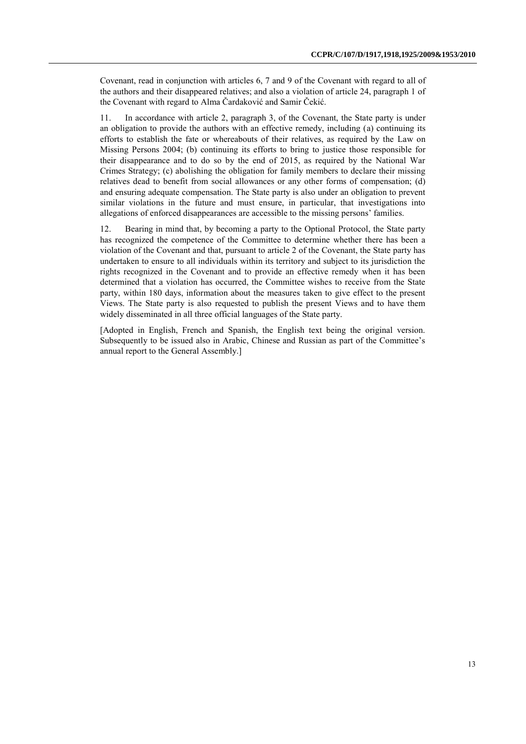Covenant, read in conjunction with articles 6, 7 and 9 of the Covenant with regard to all of the authors and their disappeared relatives; and also a violation of article 24, paragraph 1 of the Covenant with regard to Alma Čardaković and Samir Čekić.

11. In accordance with article 2, paragraph 3, of the Covenant, the State party is under an obligation to provide the authors with an effective remedy, including (a) continuing its efforts to establish the fate or whereabouts of their relatives, as required by the Law on Missing Persons 2004; (b) continuing its efforts to bring to justice those responsible for their disappearance and to do so by the end of 2015, as required by the National War Crimes Strategy; (c) abolishing the obligation for family members to declare their missing relatives dead to benefit from social allowances or any other forms of compensation; (d) and ensuring adequate compensation. The State party is also under an obligation to prevent similar violations in the future and must ensure, in particular, that investigations into allegations of enforced disappearances are accessible to the missing persons' families.

12. Bearing in mind that, by becoming a party to the Optional Protocol, the State party has recognized the competence of the Committee to determine whether there has been a violation of the Covenant and that, pursuant to article 2 of the Covenant, the State party has undertaken to ensure to all individuals within its territory and subject to its jurisdiction the rights recognized in the Covenant and to provide an effective remedy when it has been determined that a violation has occurred, the Committee wishes to receive from the State party, within 180 days, information about the measures taken to give effect to the present Views. The State party is also requested to publish the present Views and to have them widely disseminated in all three official languages of the State party.

[Adopted in English, French and Spanish, the English text being the original version. Subsequently to be issued also in Arabic, Chinese and Russian as part of the Committee's annual report to the General Assembly.]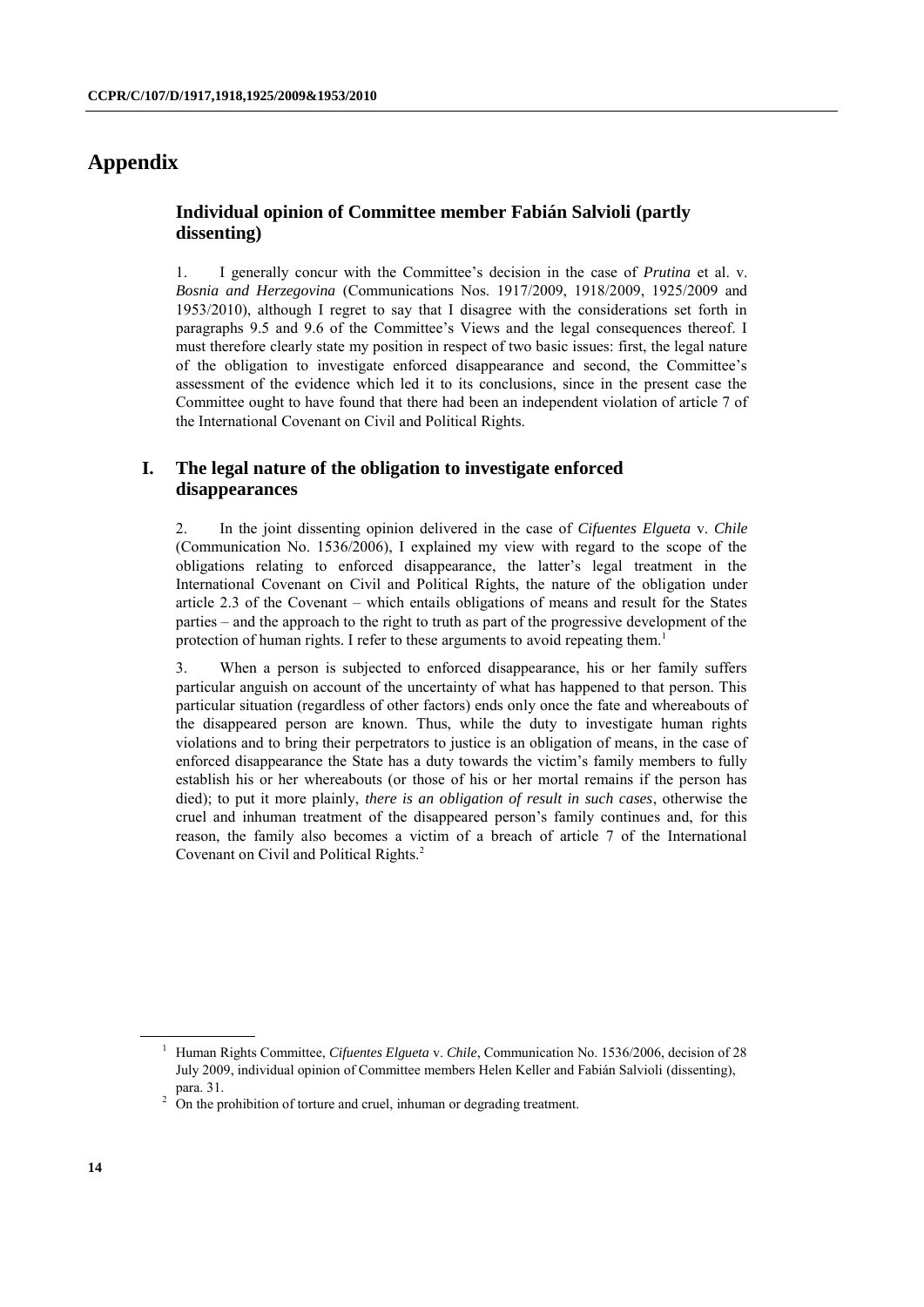# Appendix

## Individual opinion of Committee member Fabián Salvioli (partly dissenting)

1. I generally concur with the Committee's decision in the case of *Prutina* et al. v. *Bosnia and Herzegovina* (Communications Nos. 1917/2009, 1918/2009, 1925/2009 and 1953/2010), although I regret to say that I disagree with the considerations set forth in paragraphs 9.5 and 9.6 of the Committee's Views and the legal consequences thereof. I must therefore clearly state my position in respect of two basic issues: first, the legal nature of the obligation to investigate enforced disappearance and second, the Committee's assessment of the evidence which led it to its conclusions, since in the present case the Committee ought to have found that there had been an independent violation of article 7 of the International Covenant on Civil and Political Rights.

## I. The legal nature of the obligation to investigate enforced disappearances

2. In the joint dissenting opinion delivered in the case of *Cifuentes Elgueta* v. *Chile* (Communication No. 1536/2006), I explained my view with regard to the scope of the obligations relating to enforced disappearance, the latter's legal treatment in the International Covenant on Civil and Political Rights, the nature of the obligation under article 2.3 of the Covenant – which entails obligations of means and result for the States parties – and the approach to the right to truth as part of the progressive development of the protection of human rights. I refer to these arguments to avoid repeating them.[1]

3. When a person is subjected to enforced disappearance, his or her family suffers particular anguish on account of the uncertainty of what has happened to that person. This particular situation (regardless of other factors) ends only once the fate and whereabouts of the disappeared person are known. Thus, while the duty to investigate human rights violations and to bring their perpetrators to justice is an obligation of means, in the case of enforced disappearance the State has a duty towards the victim's family members to fully establish his or her whereabouts (or those of his or her mortal remains if the person has died); to put it more plainly, *there is an obligation of result in such cases*, otherwise the cruel and inhuman treatment of the disappeared person's family continues and, for this reason, the family also becomes a victim of a breach of article 7 of the International Covenant on Civil and Political Rights.[2]

---

[1] Human Rights Committee, *Cifuentes Elgueta* v. *Chile*, Communication No. 1536/2006, decision of 28 July 2009, individual opinion of Committee members Helen Keller and Fabián Salvioli (dissenting), para. 31.

[2] On the prohibition of torture and cruel, inhuman or degrading treatment.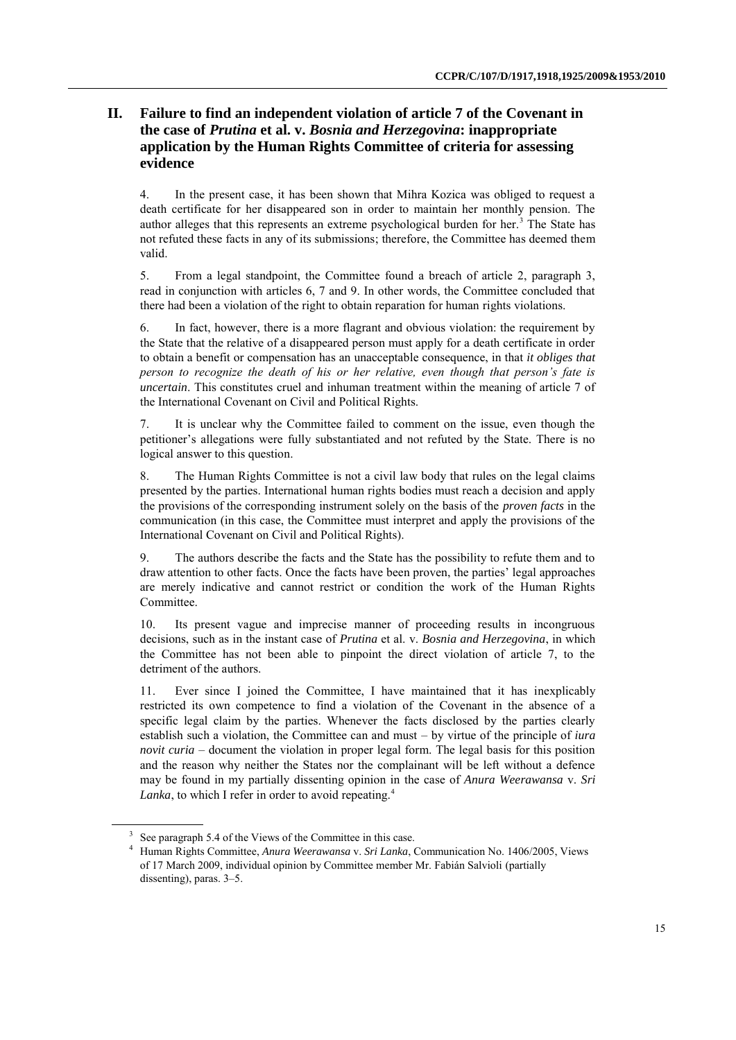## II. Failure to find an independent violation of article 7 of the Covenant in the case of *Prutina* et al. v. *Bosnia and Herzegovina*: inappropriate application by the Human Rights Committee of criteria for assessing evidence

4. In the present case, it has been shown that Mihra Kozica was obliged to request a death certificate for her disappeared son in order to maintain her monthly pension. The author alleges that this represents an extreme psychological burden for her.[3] The State has not refuted these facts in any of its submissions; therefore, the Committee has deemed them valid.

5. From a legal standpoint, the Committee found a breach of article 2, paragraph 3, read in conjunction with articles 6, 7 and 9. In other words, the Committee concluded that there had been a violation of the right to obtain reparation for human rights violations.

6. In fact, however, there is a more flagrant and obvious violation: the requirement by the State that the relative of a disappeared person must apply for a death certificate in order to obtain a benefit or compensation has an unacceptable consequence, in that *it obliges that person to recognize the death of his or her relative, even though that person's fate is uncertain*. This constitutes cruel and inhuman treatment within the meaning of article 7 of the International Covenant on Civil and Political Rights.

7. It is unclear why the Committee failed to comment on the issue, even though the petitioner's allegations were fully substantiated and not refuted by the State. There is no logical answer to this question.

8. The Human Rights Committee is not a civil law body that rules on the legal claims presented by the parties. International human rights bodies must reach a decision and apply the provisions of the corresponding instrument solely on the basis of the *proven facts* in the communication (in this case, the Committee must interpret and apply the provisions of the International Covenant on Civil and Political Rights).

9. The authors describe the facts and the State has the possibility to refute them and to draw attention to other facts. Once the facts have been proven, the parties' legal approaches are merely indicative and cannot restrict or condition the work of the Human Rights Committee.

10. Its present vague and imprecise manner of proceeding results in incongruous decisions, such as in the instant case of *Prutina* et al. v. *Bosnia and Herzegovina*, in which the Committee has not been able to pinpoint the direct violation of article 7, to the detriment of the authors.

11. Ever since I joined the Committee, I have maintained that it has inexplicably restricted its own competence to find a violation of the Covenant in the absence of a specific legal claim by the parties. Whenever the facts disclosed by the parties clearly establish such a violation, the Committee can and must – by virtue of the principle of *iura novit curia* – document the violation in proper legal form. The legal basis for this position and the reason why neither the States nor the complainant will be left without a defence may be found in my partially dissenting opinion in the case of *Anura Weerawansa* v. *Sri Lanka*, to which I refer in order to avoid repeating.[4]

---

[3] See paragraph 5.4 of the Views of the Committee in this case.

[4] Human Rights Committee, *Anura Weerawansa* v. *Sri Lanka*, Communication No. 1406/2005, Views of 17 March 2009, individual opinion by Committee member Mr. Fabián Salvioli (partially dissenting), paras. 3–5.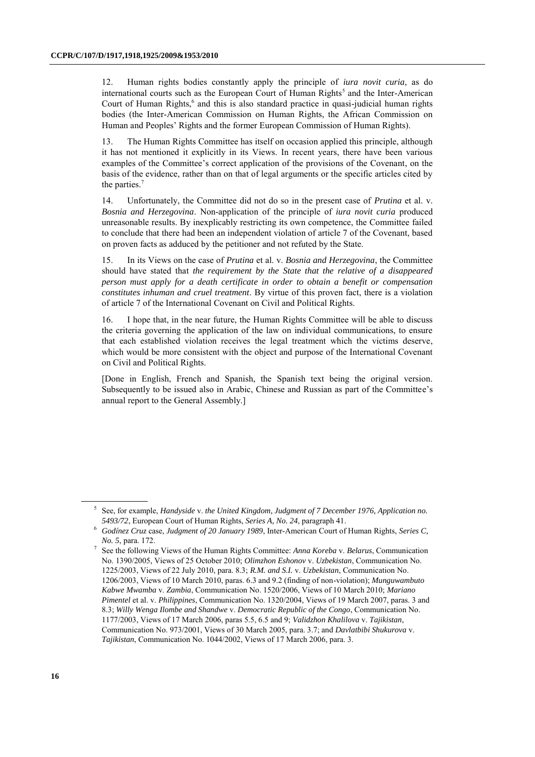12. Human rights bodies constantly apply the principle of *iura novit curia*, as do international courts such as the European Court of Human Rights[5] and the Inter-American Court of Human Rights,[6] and this is also standard practice in quasi-judicial human rights bodies (the Inter-American Commission on Human Rights, the African Commission on Human and Peoples' Rights and the former European Commission of Human Rights).

13. The Human Rights Committee has itself on occasion applied this principle, although it has not mentioned it explicitly in its Views. In recent years, there have been various examples of the Committee's correct application of the provisions of the Covenant, on the basis of the evidence, rather than on that of legal arguments or the specific articles cited by the parties.[7]

14. Unfortunately, the Committee did not do so in the present case of *Prutina* et al. v. *Bosnia and Herzegovina*. Non-application of the principle of *iura novit curia* produced unreasonable results. By inexplicably restricting its own competence, the Committee failed to conclude that there had been an independent violation of article 7 of the Covenant, based on proven facts as adduced by the petitioner and not refuted by the State.

15. In its Views on the case of *Prutina* et al. v. *Bosnia and Herzegovina*, the Committee should have stated that *the requirement by the State that the relative of a disappeared person must apply for a death certificate in order to obtain a benefit or compensation constitutes inhuman and cruel treatment*. By virtue of this proven fact, there is a violation of article 7 of the International Covenant on Civil and Political Rights.

16. I hope that, in the near future, the Human Rights Committee will be able to discuss the criteria governing the application of the law on individual communications, to ensure that each established violation receives the legal treatment which the victims deserve, which would be more consistent with the object and purpose of the International Covenant on Civil and Political Rights.

[Done in English, French and Spanish, the Spanish text being the original version. Subsequently to be issued also in Arabic, Chinese and Russian as part of the Committee's annual report to the General Assembly.]

---

[5] See, for example, *Handyside* v. *the United Kingdom, Judgment of 7 December 1976, Application no. 5493/72*, European Court of Human Rights, *Series A, No. 24*, paragraph 41.

[6] *Godínez Cruz* case, *Judgment of 20 January 1989*, Inter-American Court of Human Rights, *Series C, No. 5*, para. 172.

[7] See the following Views of the Human Rights Committee: *Anna Koreba* v. *Belarus*, Communication No. 1390/2005, Views of 25 October 2010; *Olimzhon Eshonov* v. *Uzbekistan*, Communication No. 1225/2003, Views of 22 July 2010, para. 8.3; *R.M. and S.I.* v. *Uzbekistan*, Communication No. 1206/2003, Views of 10 March 2010, paras. 6.3 and 9.2 (finding of non-violation); *Munguwambuto Kabwe Mwamba* v. *Zambia*, Communication No. 1520/2006, Views of 10 March 2010; *Mariano Pimentel* et al. v. *Philippines*, Communication No. 1320/2004, Views of 19 March 2007, paras. 3 and 8.3; *Willy Wenga Ilombe and Shandwe* v. *Democratic Republic of the Congo*, Communication No. 1177/2003, Views of 17 March 2006, paras 5.5, 6.5 and 9; *Validzhon Khalilova* v. *Tajikistan*, Communication No. 973/2001, Views of 30 March 2005, para. 3.7; and *Davlatbibi Shukurova* v. *Tajikistan*, Communication No. 1044/2002, Views of 17 March 2006, para. 3.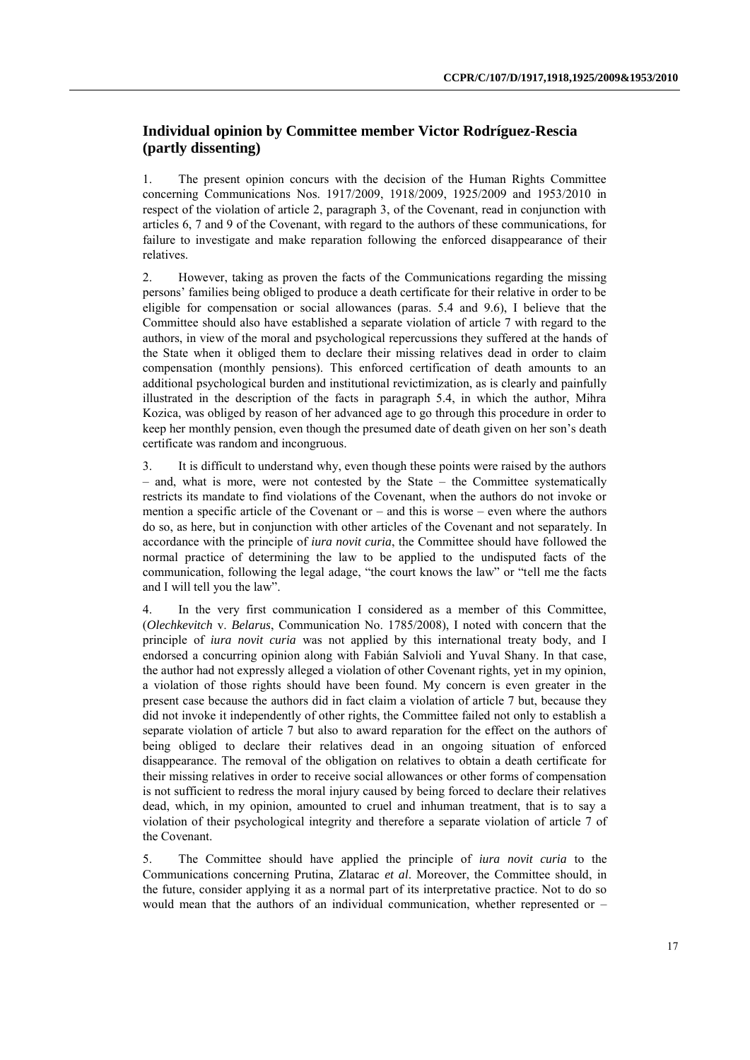## Individual opinion by Committee member Victor Rodríguez-Rescia (partly dissenting)

1. The present opinion concurs with the decision of the Human Rights Committee concerning Communications Nos. 1917/2009, 1918/2009, 1925/2009 and 1953/2010 in respect of the violation of article 2, paragraph 3, of the Covenant, read in conjunction with articles 6, 7 and 9 of the Covenant, with regard to the authors of these communications, for failure to investigate and make reparation following the enforced disappearance of their relatives.

2. However, taking as proven the facts of the Communications regarding the missing persons' families being obliged to produce a death certificate for their relative in order to be eligible for compensation or social allowances (paras. 5.4 and 9.6), I believe that the Committee should also have established a separate violation of article 7 with regard to the authors, in view of the moral and psychological repercussions they suffered at the hands of the State when it obliged them to declare their missing relatives dead in order to claim compensation (monthly pensions). This enforced certification of death amounts to an additional psychological burden and institutional revictimization, as is clearly and painfully illustrated in the description of the facts in paragraph 5.4, in which the author, Mihra Kozica, was obliged by reason of her advanced age to go through this procedure in order to keep her monthly pension, even though the presumed date of death given on her son's death certificate was random and incongruous.

3. It is difficult to understand why, even though these points were raised by the authors – and, what is more, were not contested by the State – the Committee systematically restricts its mandate to find violations of the Covenant, when the authors do not invoke or mention a specific article of the Covenant or – and this is worse – even where the authors do so, as here, but in conjunction with other articles of the Covenant and not separately. In accordance with the principle of *iura novit curia*, the Committee should have followed the normal practice of determining the law to be applied to the undisputed facts of the communication, following the legal adage, "the court knows the law" or "tell me the facts and I will tell you the law".

4. In the very first communication I considered as a member of this Committee, (*Olechkevitch* v. *Belarus*, Communication No. 1785/2008), I noted with concern that the principle of *iura novit curia* was not applied by this international treaty body, and I endorsed a concurring opinion along with Fabián Salvioli and Yuval Shany. In that case, the author had not expressly alleged a violation of other Covenant rights, yet in my opinion, a violation of those rights should have been found. My concern is even greater in the present case because the authors did in fact claim a violation of article 7 but, because they did not invoke it independently of other rights, the Committee failed not only to establish a separate violation of article 7 but also to award reparation for the effect on the authors of being obliged to declare their relatives dead in an ongoing situation of enforced disappearance. The removal of the obligation on relatives to obtain a death certificate for their missing relatives in order to receive social allowances or other forms of compensation is not sufficient to redress the moral injury caused by being forced to declare their relatives dead, which, in my opinion, amounted to cruel and inhuman treatment, that is to say a violation of their psychological integrity and therefore a separate violation of article 7 of the Covenant.

5. The Committee should have applied the principle of *iura novit curia* to the Communications concerning Prutina, Zlatarac *et al*. Moreover, the Committee should, in the future, consider applying it as a normal part of its interpretative practice. Not to do so would mean that the authors of an individual communication, whether represented or –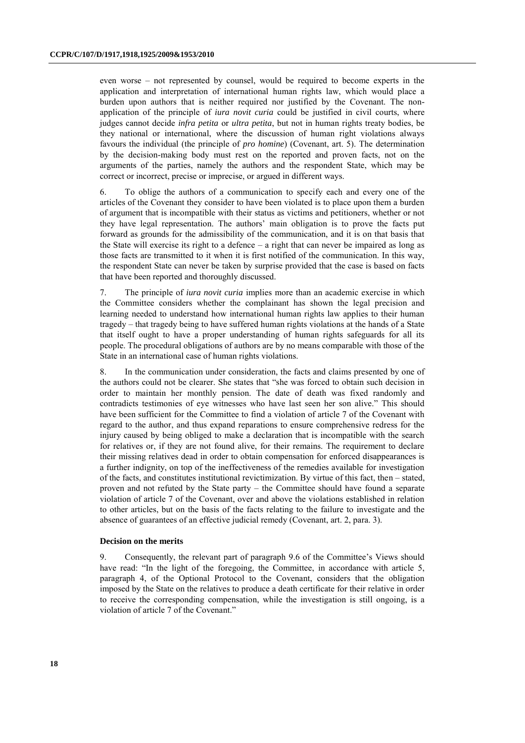even worse – not represented by counsel, would be required to become experts in the application and interpretation of international human rights law, which would place a burden upon authors that is neither required nor justified by the Covenant. The non-application of the principle of *iura novit curia* could be justified in civil courts, where judges cannot decide *infra petita* or *ultra petita*, but not in human rights treaty bodies, be they national or international, where the discussion of human right violations always favours the individual (the principle of *pro homine*) (Covenant, art. 5). The determination by the decision-making body must rest on the reported and proven facts, not on the arguments of the parties, namely the authors and the respondent State, which may be correct or incorrect, precise or imprecise, or argued in different ways.

6. To oblige the authors of a communication to specify each and every one of the articles of the Covenant they consider to have been violated is to place upon them a burden of argument that is incompatible with their status as victims and petitioners, whether or not they have legal representation. The authors' main obligation is to prove the facts put forward as grounds for the admissibility of the communication, and it is on that basis that the State will exercise its right to a defence – a right that can never be impaired as long as those facts are transmitted to it when it is first notified of the communication. In this way, the respondent State can never be taken by surprise provided that the case is based on facts that have been reported and thoroughly discussed.

7. The principle of *iura novit curia* implies more than an academic exercise in which the Committee considers whether the complainant has shown the legal precision and learning needed to understand how international human rights law applies to their human tragedy – that tragedy being to have suffered human rights violations at the hands of a State that itself ought to have a proper understanding of human rights safeguards for all its people. The procedural obligations of authors are by no means comparable with those of the State in an international case of human rights violations.

8. In the communication under consideration, the facts and claims presented by one of the authors could not be clearer. She states that "she was forced to obtain such decision in order to maintain her monthly pension. The date of death was fixed randomly and contradicts testimonies of eye witnesses who have last seen her son alive." This should have been sufficient for the Committee to find a violation of article 7 of the Covenant with regard to the author, and thus expand reparations to ensure comprehensive redress for the injury caused by being obliged to make a declaration that is incompatible with the search for relatives or, if they are not found alive, for their remains. The requirement to declare their missing relatives dead in order to obtain compensation for enforced disappearances is a further indignity, on top of the ineffectiveness of the remedies available for investigation of the facts, and constitutes institutional revictimization. By virtue of this fact, then – stated, proven and not refuted by the State party – the Committee should have found a separate violation of article 7 of the Covenant, over and above the violations established in relation to other articles, but on the basis of the facts relating to the failure to investigate and the absence of guarantees of an effective judicial remedy (Covenant, art. 2, para. 3).

### Decision on the merits

9. Consequently, the relevant part of paragraph 9.6 of the Committee's Views should have read: "In the light of the foregoing, the Committee, in accordance with article 5, paragraph 4, of the Optional Protocol to the Covenant, considers that the obligation imposed by the State on the relatives to produce a death certificate for their relative in order to receive the corresponding compensation, while the investigation is still ongoing, is a violation of article 7 of the Covenant."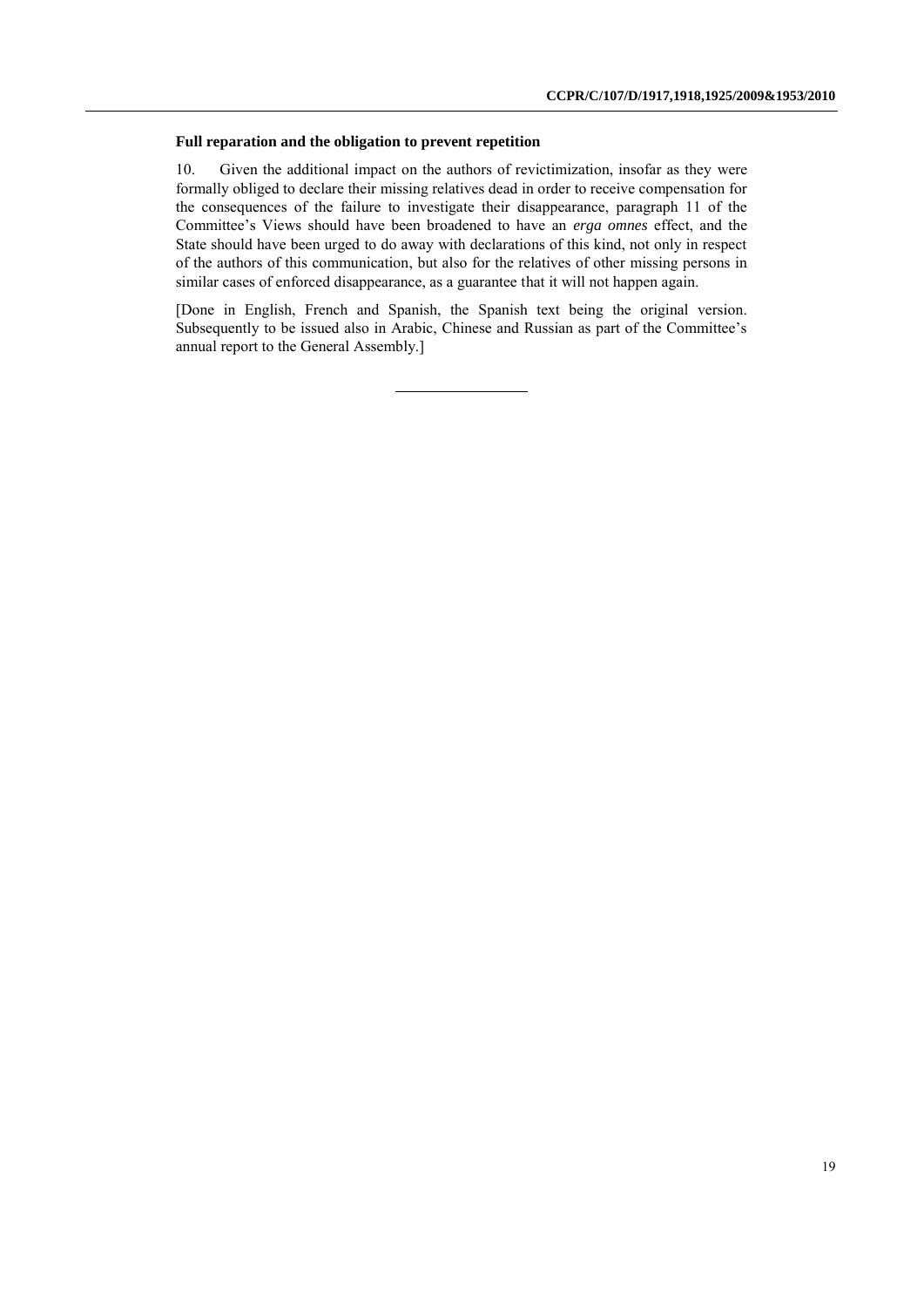**Full reparation and the obligation to prevent repetition**

10. Given the additional impact on the authors of revictimization, insofar as they were formally obliged to declare their missing relatives dead in order to receive compensation for the consequences of the failure to investigate their disappearance, paragraph 11 of the Committee's Views should have been broadened to have an *erga omnes* effect, and the State should have been urged to do away with declarations of this kind, not only in respect of the authors of this communication, but also for the relatives of other missing persons in similar cases of enforced disappearance, as a guarantee that it will not happen again.

[Done in English, French and Spanish, the Spanish text being the original version. Subsequently to be issued also in Arabic, Chinese and Russian as part of the Committee's annual report to the General Assembly.]